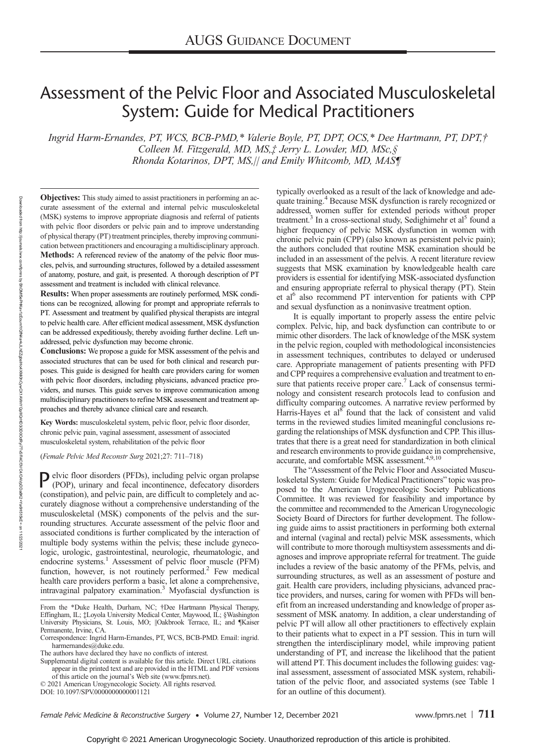AUGS Guidance Document

# Assessment of the Pelvic Floor and Associated Musculoskeletal System: Guide for Medical Practitioners

*Ingrid Harm-Ernandes, PT, WCS, BCB-PMD,\* Valerie Boyle, PT, DPT, OCS,\* Dee Hartmann, PT, DPT,† Colleen M. Fitzgerald, MD, MS,‡ Jerry L. Lowder, MD, MSc,§ Rhonda Kotarinos, DPT, MS,|| and Emily Whitcomb, MD, MAS¶*

**Objectives:** This study aimed to assist practitioners in performing an accurate assessment of the external and internal pelvic musculoskeletal (MSK) systems to improve appropriate diagnosis and referral of patients with pelvic floor disorders or pelvic pain and to improve understanding of physical therapy (PT) treatment principles, thereby improving communication between practitioners and encouraging a multidisciplinary approach.

**Methods:** A referenced review of the anatomy of the pelvic floor muscles, pelvis, and surrounding structures, followed by a detailed assessment of anatomy, posture, and gait, is presented. A thorough description of PT assessment and treatment is included with clinical relevance.

**Results:** When proper assessments are routinely performed, MSK conditions can be recognized, allowing for prompt and appropriate referrals to PT. Assessment and treatment by qualified physical therapists are integral to pelvic health care. After efficient medical assessment, MSK dysfunction can be addressed expeditiously, thereby avoiding further decline. Left unaddressed, pelvic dysfunction may become chronic.

**Conclusions:** We propose a guide for MSK assessment of the pelvis and associated structures that can be used for both clinical and research purposes. This guide is designed for health care providers caring for women with pelvic floor disorders, including physicians, advanced practice providers, and nurses. This guide serves to improve communication among multidisciplinary practitioners to refine MSK assessment and treatment approaches and thereby advance clinical care and research.

**Key Words:** musculoskeletal system, pelvic floor, pelvic floor disorder, chronic pelvic pain, vaginal assessment, assessment of associated musculoskeletal system, rehabilitation of the pelvic floor

(*Female Pelvic Med Reconstr Surg* 2021;27: 711–718)

Pelvic floor disorders (PFDs), including pelvic organ prolapse (POP), urinary and fecal incontinence, defecatory disorders (constipation), and pelvic pain, are difficult to completely and accurately diagnose without a comprehensive understanding of the musculoskeletal (MSK) components of the pelvis and the surrounding structures. Accurate assessment of the pelvic floor and associated conditions is further complicated by the interaction of multiple body systems within the pelvis; these include gynecologic, urologic, gastrointestinal, neurologic, rheumatologic, and endocrine systems.[1] Assessment of pelvic floor muscle (PFM) function, however, is not routinely performed.[2] Few medical health care providers perform a basic, let alone a comprehensive, intravaginal palpatory examination.[3] Myofascial dysfunction is typically overlooked as a result of the lack of knowledge and adequate training.[4] Because MSK dysfunction is rarely recognized or addressed, women suffer for extended periods without proper treatment.[3] In a cross-sectional study, Sedighimehr et al[5] found a higher frequency of pelvic MSK dysfunction in women with chronic pelvic pain (CPP) (also known as persistent pelvic pain); the authors concluded that routine MSK examination should be included in an assessment of the pelvis. A recent literature review suggests that MSK examination by knowledgeable health care providers is essential for identifying MSK-associated dysfunction and ensuring appropriate referral to physical therapy (PT). Stein et al[6] also recommend PT intervention for patients with CPP and sexual dysfunction as a noninvasive treatment option.

It is equally important to properly assess the entire pelvic complex. Pelvic, hip, and back dysfunction can contribute to or mimic other disorders. The lack of knowledge of the MSK system in the pelvic region, coupled with methodological inconsistencies in assessment techniques, contributes to delayed or underused care. Appropriate management of patients presenting with PFD and CPP requires a comprehensive evaluation and treatment to ensure that patients receive proper care.[7] Lack of consensus terminology and consistent research protocols lead to confusion and difficulty comparing outcomes. A narrative review performed by Harris-Hayes et al[8] found that the lack of consistent and valid terms in the reviewed studies limited meaningful conclusions regarding the relationships of MSK dysfunction and CPP. This illustrates that there is a great need for standardization in both clinical and research environments to provide guidance in comprehensive, accurate, and comfortable MSK assessment.[4,9,10]

The "Assessment of the Pelvic Floor and Associated Musculoskeletal System: Guide for Medical Practitioners" topic was proposed to the American Urogynecologic Society Publications Committee. It was reviewed for feasibility and importance by the committee and recommended to the American Urogynecologic Society Board of Directors for further development. The following guide aims to assist practitioners in performing both external and internal (vaginal and rectal) pelvic MSK assessments, which will contribute to more thorough multisystem assessments and diagnoses and improve appropriate referral for treatment. The guide includes a review of the basic anatomy of the PFMs, pelvis, and surrounding structures, as well as an assessment of posture and gait. Health care providers, including physicians, advanced practice providers, and nurses, caring for women with PFDs will benefit from an increased understanding and knowledge of proper assessment of MSK anatomy. In addition, a clear understanding of pelvic PT will allow all other practitioners to effectively explain to their patients what to expect in a PT session. This in turn will strengthen the interdisciplinary model, while improving patient understanding of PT, and increase the likelihood that the patient will attend PT. This document includes the following guides: vaginal assessment, assessment of associated MSK system, rehabilitation of the pelvic floor, and associated systems (see Table 1 for an outline of this document).

From the \*Duke Health, Durham, NC; †Dee Hartmann Physical Therapy, Effingham, IL; ‡Loyola University Medical Center, Maywood, IL; §Washington University Physicians, St. Louis, MO; ||Oakbrook Terrace, IL; and ¶Kaiser Permanente, Irvine, CA.

Correspondence: Ingrid Harm-Ernandes, PT, WCS, BCB-PMD. Email: ingrid.harmernandes@duke.edu.

The authors have declared they have no conflicts of interest.

Supplemental digital content is available for this article. Direct URL citations appear in the printed text and are provided in the HTML and PDF versions of this article on the journal's Web site (www.fpmrs.net).

© 2021 American Urogynecologic Society. All rights reserved.

DOI: 10.1097/SPV.0000000000001121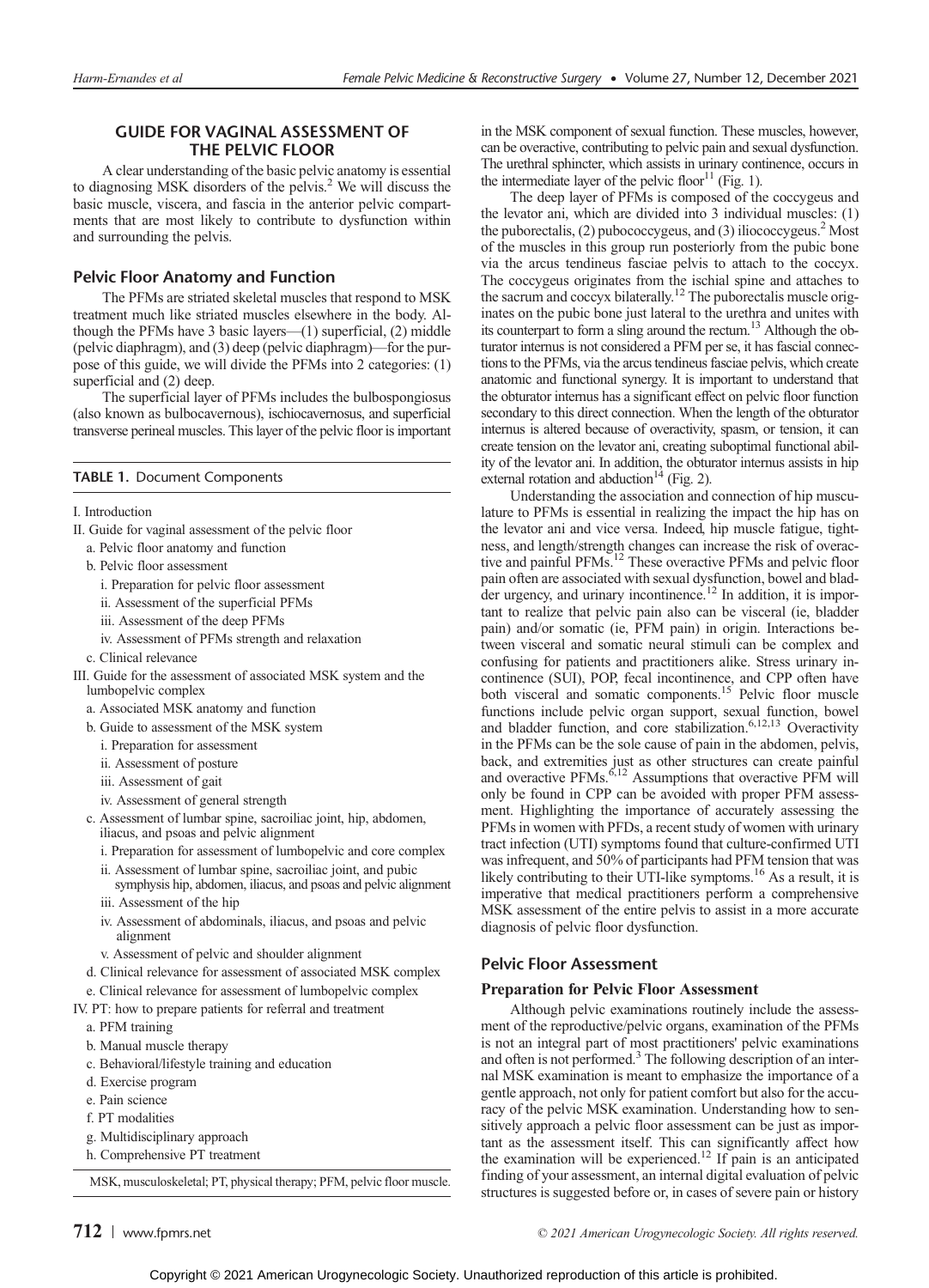## GUIDE FOR VAGINAL ASSESSMENT OF THE PELVIC FLOOR

A clear understanding of the basic pelvic anatomy is essential to diagnosing MSK disorders of the pelvis.[2] We will discuss the basic muscle, viscera, and fascia in the anterior pelvic compartments that are most likely to contribute to dysfunction within and surrounding the pelvis.

### Pelvic Floor Anatomy and Function

The PFMs are striated skeletal muscles that respond to MSK treatment much like striated muscles elsewhere in the body. Although the PFMs have 3 basic layers—(1) superficial, (2) middle (pelvic diaphragm), and (3) deep (pelvic diaphragm)—for the purpose of this guide, we will divide the PFMs into 2 categories: (1) superficial and (2) deep.

The superficial layer of PFMs includes the bulbospongiosus (also known as bulbocavernous), ischiocavernosus, and superficial transverse perineal muscles. This layer of the pelvic floor is important in the MSK component of sexual function. These muscles, however, can be overactive, contributing to pelvic pain and sexual dysfunction. The urethral sphincter, which assists in urinary continence, occurs in the intermediate layer of the pelvic floor[11] (Fig. 1).

The deep layer of PFMs is composed of the coccygeus and the levator ani, which are divided into 3 individual muscles: (1) the puborectalis, (2) pubococcygeus, and (3) iliococcygeus.[2] Most of the muscles in this group run posteriorly from the pubic bone via the arcus tendineus fasciae pelvis to attach to the coccyx. The coccygeus originates from the ischial spine and attaches to the sacrum and coccyx bilaterally.[12] The puborectalis muscle originates on the pubic bone just lateral to the urethra and unites with its counterpart to form a sling around the rectum.[13] Although the obturator internus is not considered a PFM per se, it has fascial connections to the PFMs, via the arcus tendineus fasciae pelvis, which create anatomic and functional synergy. It is important to understand that the obturator internus has a significant effect on pelvic floor function secondary to this direct connection. When the length of the obturator internus is altered because of overactivity, spasm, or tension, it can create tension on the levator ani, creating suboptimal functional ability of the levator ani. In addition, the obturator internus assists in hip external rotation and abduction[14] (Fig. 2).

Understanding the association and connection of hip musculature to PFMs is essential in realizing the impact the hip has on the levator ani and vice versa. Indeed, hip muscle fatigue, tightness, and length/strength changes can increase the risk of overactive and painful PFMs.[12] These overactive PFMs and pelvic floor pain often are associated with sexual dysfunction, bowel and bladder urgency, and urinary incontinence.[12] In addition, it is important to realize that pelvic pain also can be visceral (ie, bladder pain) and/or somatic (ie, PFM pain) in origin. Interactions between visceral and somatic neural stimuli can be complex and confusing for patients and practitioners alike. Stress urinary incontinence (SUI), POP, fecal incontinence, and CPP often have both visceral and somatic components.[15] Pelvic floor muscle functions include pelvic organ support, sexual function, bowel and bladder function, and core stabilization.[6,12,13] Overactivity in the PFMs can be the sole cause of pain in the abdomen, pelvis, back, and extremities just as other structures can create painful and overactive PFMs.[6,12] Assumptions that overactive PFM will only be found in CPP can be avoided with proper PFM assessment. Highlighting the importance of accurately assessing the PFMs in women with PFDs, a recent study of women with urinary tract infection (UTI) symptoms found that culture-confirmed UTI was infrequent, and 50% of participants had PFM tension that was likely contributing to their UTI-like symptoms.[16] As a result, it is imperative that medical practitioners perform a comprehensive MSK assessment of the entire pelvis to assist in a more accurate diagnosis of pelvic floor dysfunction.

### Pelvic Floor Assessment

#### Preparation for Pelvic Floor Assessment

Although pelvic examinations routinely include the assessment of the reproductive/pelvic organs, examination of the PFMs is not an integral part of most practitioners' pelvic examinations and often is not performed.[3] The following description of an internal MSK examination is meant to emphasize the importance of a gentle approach, not only for patient comfort but also for the accuracy of the pelvic MSK examination. Understanding how to sensitively approach a pelvic floor assessment can be just as important as the assessment itself. This can significantly affect how the examination will be experienced.[12] If pain is an anticipated finding of your assessment, an internal digital evaluation of pelvic structures is suggested before or, in cases of severe pain or history

**TABLE 1.** Document Components

| |
|---|
| I. Introduction |
| II. Guide for vaginal assessment of the pelvic floor |
| a. Pelvic floor anatomy and function |
| b. Pelvic floor assessment |
| i. Preparation for pelvic floor assessment |
| ii. Assessment of the superficial PFMs |
| iii. Assessment of the deep PFMs |
| iv. Assessment of PFMs strength and relaxation |
| c. Clinical relevance |
| III. Guide for the assessment of associated MSK system and the lumbopelvic complex |
| a. Associated MSK anatomy and function |
| b. Guide to assessment of the MSK system |
| i. Preparation for assessment |
| ii. Assessment of posture |
| iii. Assessment of gait |
| iv. Assessment of general strength |
| c. Assessment of lumbar spine, sacroiliac joint, hip, abdomen, iliacus, and psoas and pelvic alignment |
| i. Preparation for assessment of lumbopelvic and core complex |
| ii. Assessment of lumbar spine, sacroiliac joint, and pubic symphysis hip, abdomen, iliacus, and psoas and pelvic alignment |
| iii. Assessment of the hip |
| iv. Assessment of abdominals, iliacus, and psoas and pelvic alignment |
| v. Assessment of pelvic and shoulder alignment |
| d. Clinical relevance for assessment of associated MSK complex |
| e. Clinical relevance for assessment of lumbopelvic complex |
| IV. PT: how to prepare patients for referral and treatment |
| a. PFM training |
| b. Manual muscle therapy |
| c. Behavioral/lifestyle training and education |
| d. Exercise program |
| e. Pain science |
| f. PT modalities |
| g. Multidisciplinary approach |
| h. Comprehensive PT treatment |

MSK, musculoskeletal; PT, physical therapy; PFM, pelvic floor muscle.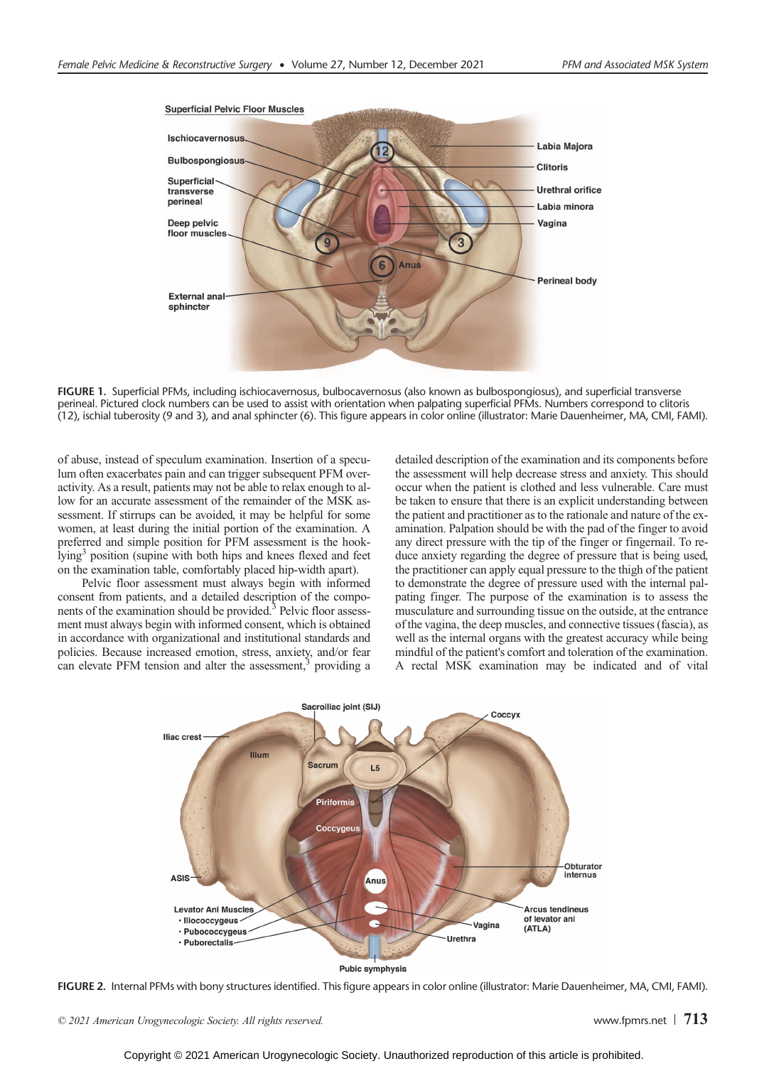FIGURE 1. Superficial PFMs, including ischiocavernosus, bulbocavernosus (also known as bulbospongiosus), and superficial transverse perineal. Pictured clock numbers can be used to assist with orientation when palpating superficial PFMs. Numbers correspond to clitoris (12), ischial tuberosity (9 and 3), and anal sphincter (6). This figure appears in color online (illustrator: Marie Dauenheimer, MA, CMI, FAMI).

of abuse, instead of speculum examination. Insertion of a speculum often exacerbates pain and can trigger subsequent PFM overactivity. As a result, patients may not be able to relax enough to allow for an accurate assessment of the remainder of the MSK assessment. If stirrups can be avoided, it may be helpful for some women, at least during the initial portion of the examination. A preferred and simple position for PFM assessment is the hook-lying[3] position (supine with both hips and knees flexed and feet on the examination table, comfortably placed hip-width apart).

Pelvic floor assessment must always begin with informed consent from patients, and a detailed description of the components of the examination should be provided.[3] Pelvic floor assessment must always begin with informed consent, which is obtained in accordance with organizational and institutional standards and policies. Because increased emotion, stress, anxiety, and/or fear can elevate PFM tension and alter the assessment,[3] providing a detailed description of the examination and its components before the assessment will help decrease stress and anxiety. This should occur when the patient is clothed and less vulnerable. Care must be taken to ensure that there is an explicit understanding between the patient and practitioner as to the rationale and nature of the examination. Palpation should be with the pad of the finger to avoid any direct pressure with the tip of the finger or fingernail. To reduce anxiety regarding the degree of pressure that is being used, the practitioner can apply equal pressure to the thigh of the patient to demonstrate the degree of pressure used with the internal palpating finger. The purpose of the examination is to assess the musculature and surrounding tissue on the outside, at the entrance of the vagina, the deep muscles, and connective tissues (fascia), as well as the internal organs with the greatest accuracy while being mindful of the patient's comfort and toleration of the examination. A rectal MSK examination may be indicated and of vital

FIGURE 2. Internal PFMs with bony structures identified. This figure appears in color online (illustrator: Marie Dauenheimer, MA, CMI, FAMI).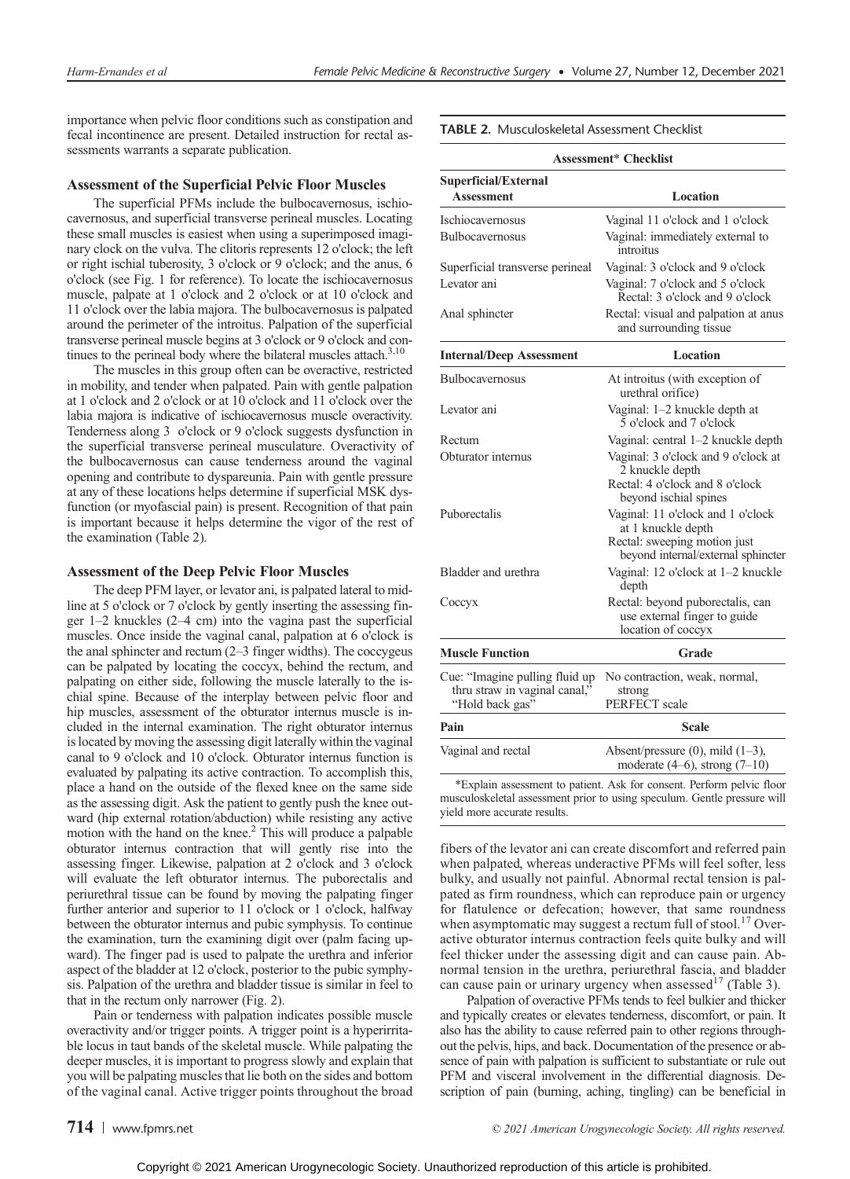importance when pelvic floor conditions such as constipation and fecal incontinence are present. Detailed instruction for rectal assessments warrants a separate publication.

### Assessment of the Superficial Pelvic Floor Muscles

The superficial PFMs include the bulbocavernosus, ischiocavernosus, and superficial transverse perineal muscles. Locating these small muscles is easiest when using a superimposed imaginary clock on the vulva. The clitoris represents 12 o'clock; the left or right ischial tuberosity, 3 o'clock or 9 o'clock; and the anus, 6 o'clock (see Fig. 1 for reference). To locate the ischiocavernosus muscle, palpate at 1 o'clock and 2 o'clock or at 10 o'clock and 11 o'clock over the labia majora. The bulbocavernosus is palpated around the perimeter of the introitus. Palpation of the superficial transverse perineal muscle begins at 3 o'clock or 9 o'clock and continues to the perineal body where the bilateral muscles attach.[3,10]

The muscles in this group often can be overactive, restricted in mobility, and tender when palpated. Pain with gentle palpation at 1 o'clock and 2 o'clock or at 10 o'clock and 11 o'clock over the labia majora is indicative of ischiocavernosus muscle overactivity. Tenderness along 3 o'clock or 9 o'clock suggests dysfunction in the superficial transverse perineal musculature. Overactivity of the bulbocavernosus can cause tenderness around the vaginal opening and contribute to dyspareunia. Pain with gentle pressure at any of these locations helps determine if superficial MSK dysfunction (or myofascial pain) is present. Recognition of that pain is important because it helps determine the vigor of the rest of the examination (Table 2).

### Assessment of the Deep Pelvic Floor Muscles

The deep PFM layer, or levator ani, is palpated lateral to midline at 5 o'clock or 7 o'clock by gently inserting the assessing finger 1–2 knuckles (2–4 cm) into the vagina past the superficial muscles. Once inside the vaginal canal, palpation at 6 o'clock is the anal sphincter and rectum (2–3 finger widths). The coccygeus can be palpated by locating the coccyx, behind the rectum, and palpating on either side, following the muscle laterally to the ischial spine. Because of the interplay between pelvic floor and hip muscles, assessment of the obturator internus muscle is included in the internal examination. The right obturator internus is located by moving the assessing digit laterally within the vaginal canal to 9 o'clock and 10 o'clock. Obturator internus function is evaluated by palpating its active contraction. To accomplish this, place a hand on the outside of the flexed knee on the same side as the assessing digit. Ask the patient to gently push the knee outward (hip external rotation/abduction) while resisting any active motion with the hand on the knee.[2] This will produce a palpable obturator internus contraction that will gently rise into the assessing finger. Likewise, palpation at 2 o'clock and 3 o'clock will evaluate the left obturator internus. The puborectalis and periurethral tissue can be found by moving the palpating finger further anterior and superior to 11 o'clock or 1 o'clock, halfway between the obturator internus and pubic symphysis. To continue the examination, turn the examining digit over (palm facing upward). The finger pad is used to palpate the urethra and inferior aspect of the bladder at 12 o'clock, posterior to the pubic symphysis. Palpation of the urethra and bladder tissue is similar in feel to that in the rectum only narrower (Fig. 2).

Pain or tenderness with palpation indicates possible muscle overactivity and/or trigger points. A trigger point is a hyperirritable locus in taut bands of the skeletal muscle. While palpating the deeper muscles, it is important to progress slowly and explain that you will be palpating muscles that lie both on the sides and bottom of the vaginal canal. Active trigger points throughout the broad fibers of the levator ani can create discomfort and referred pain when palpated, whereas underactive PFMs will feel softer, less bulky, and usually not painful. Abnormal rectal tension is palpated as firm roundness, which can reproduce pain or urgency for flatulence or defecation; however, that same roundness when asymptomatic may suggest a rectum full of stool.[17] Overactive obturator internus contraction feels quite bulky and will feel thicker under the assessing digit and can cause pain. Abnormal tension in the urethra, periurethral fascia, and bladder can cause pain or urinary urgency when assessed[17] (Table 3).

Palpation of overactive PFMs tends to feel bulkier and thicker and typically creates or elevates tenderness, discomfort, or pain. It also has the ability to cause referred pain to other regions throughout the pelvis, hips, and back. Documentation of the presence or absence of pain with palpation is sufficient to substantiate or rule out PFM and visceral involvement in the differential diagnosis. Description of pain (burning, aching, tingling) can be beneficial in

**TABLE 2.** Musculoskeletal Assessment Checklist

| Assessment* Checklist | |
|---|---|
| **Superficial/External Assessment** | **Location** |
| Ischiocavernosus | Vaginal 11 o'clock and 1 o'clock |
| Bulbocavernosus | Vaginal: immediately external to introitus |
| Superficial transverse perineal | Vaginal: 3 o'clock and 9 o'clock |
| Levator ani | Vaginal: 7 o'clock and 5 o'clock<br>Rectal: 3 o'clock and 9 o'clock |
| Anal sphincter | Rectal: visual and palpation at anus and surrounding tissue |
| **Internal/Deep Assessment** | **Location** |
| Bulbocavernosus | At introitus (with exception of urethral orifice) |
| Levator ani | Vaginal: 1–2 knuckle depth at 5 o'clock and 7 o'clock |
| Rectum | Vaginal: central 1–2 knuckle depth |
| Obturator internus | Vaginal: 3 o'clock and 9 o'clock at 2 knuckle depth<br>Rectal: 4 o'clock and 8 o'clock beyond ischial spines |
| Puborectalis | Vaginal: 11 o'clock and 1 o'clock at 1 knuckle depth<br>Rectal: sweeping motion just beyond internal/external sphincter |
| Bladder and urethra | Vaginal: 12 o'clock at 1–2 knuckle depth |
| Coccyx | Rectal: beyond puborectalis, can use external finger to guide location of coccyx |
| **Muscle Function** | **Grade** |
| Cue: "Imagine pulling fluid up thru straw in vaginal canal," "Hold back gas" | No contraction, weak, normal, strong<br>PERFECT scale |
| **Pain** | **Scale** |
| Vaginal and rectal | Absent/pressure (0), mild (1–3), moderate (4–6), strong (7–10) |

*Explain assessment to patient. Ask for consent. Perform pelvic floor musculoskeletal assessment prior to using speculum. Gentle pressure will yield more accurate results.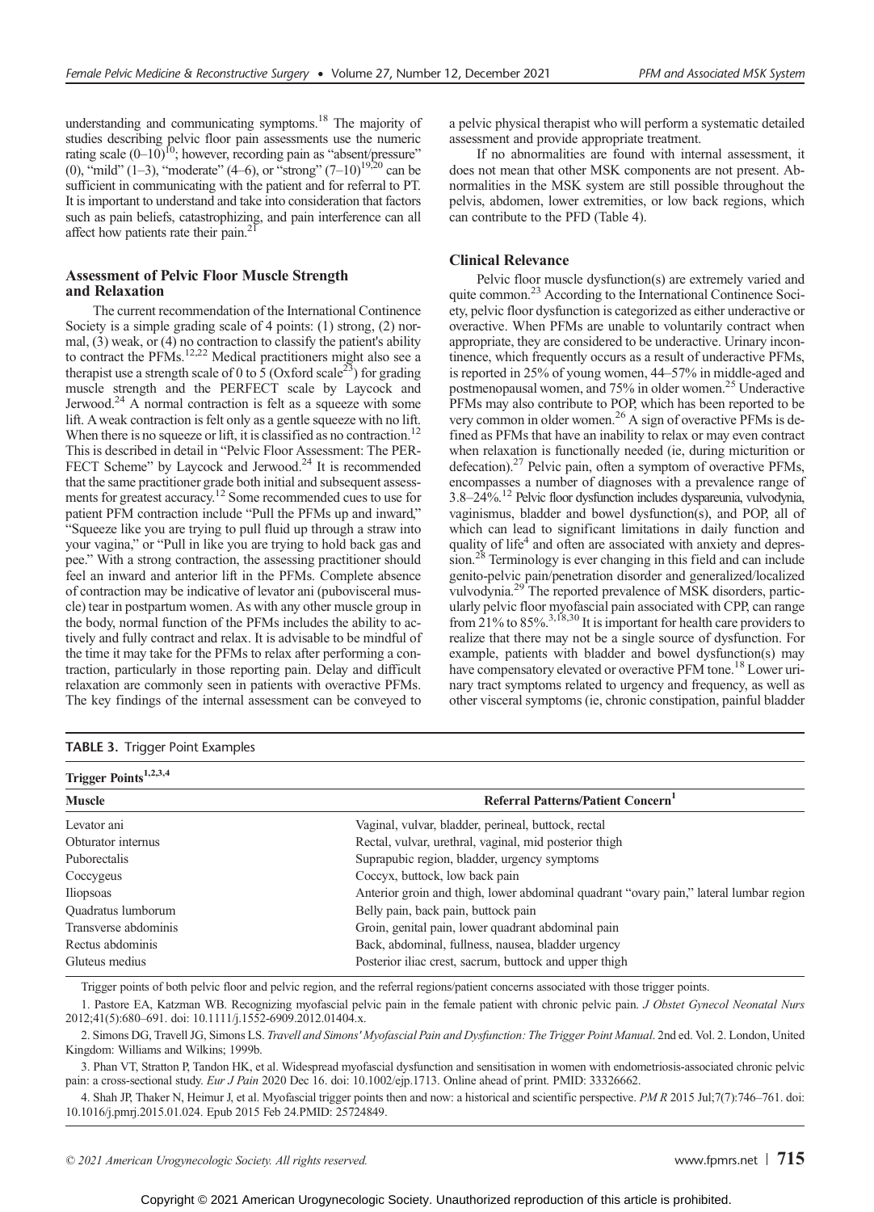understanding and communicating symptoms.[18] The majority of studies describing pelvic floor pain assessments use the numeric rating scale (0–10)[10]; however, recording pain as "absent/pressure" (0), "mild" (1–3), "moderate" (4–6), or "strong" (7–10)[19,20] can be sufficient in communicating with the patient and for referral to PT. It is important to understand and take into consideration that factors such as pain beliefs, catastrophizing, and pain interference can all affect how patients rate their pain.[21]

### Assessment of Pelvic Floor Muscle Strength and Relaxation

The current recommendation of the International Continence Society is a simple grading scale of 4 points: (1) strong, (2) normal, (3) weak, or (4) no contraction to classify the patient's ability to contract the PFMs.[12,22] Medical practitioners might also see a therapist use a strength scale of 0 to 5 (Oxford scale[23]) for grading muscle strength and the PERFECT scale by Laycock and Jerwood.[24] A normal contraction is felt as a squeeze with some lift. A weak contraction is felt only as a gentle squeeze with no lift. When there is no squeeze or lift, it is classified as no contraction.[12] This is described in detail in "Pelvic Floor Assessment: The PERFECT Scheme" by Laycock and Jerwood.[24] It is recommended that the same practitioner grade both initial and subsequent assessments for greatest accuracy.[12] Some recommended cues to use for patient PFM contraction include "Pull the PFMs up and inward," "Squeeze like you are trying to pull fluid up through a straw into your vagina," or "Pull in like you are trying to hold back gas and pee." With a strong contraction, the assessing practitioner should feel an inward and anterior lift in the PFMs. Complete absence of contraction may be indicative of levator ani (pubovisceral muscle) tear in postpartum women. As with any other muscle group in the body, normal function of the PFMs includes the ability to actively and fully contract and relax. It is advisable to be mindful of the time it may take for the PFMs to relax after performing a contraction, particularly in those reporting pain. Delay and difficult relaxation are commonly seen in patients with overactive PFMs. The key findings of the internal assessment can be conveyed to a pelvic physical therapist who will perform a systematic detailed assessment and provide appropriate treatment.

If no abnormalities are found with internal assessment, it does not mean that other MSK components are not present. Abnormalities in the MSK system are still possible throughout the pelvis, abdomen, lower extremities, or low back regions, which can contribute to the PFD (Table 4).

### Clinical Relevance

Pelvic floor muscle dysfunction(s) are extremely varied and quite common.[23] According to the International Continence Society, pelvic floor dysfunction is categorized as either underactive or overactive. When PFMs are unable to voluntarily contract when appropriate, they are considered to be underactive. Urinary incontinence, which frequently occurs as a result of underactive PFMs, is reported in 25% of young women, 44–57% in middle-aged and postmenopausal women, and 75% in older women.[25] Underactive PFMs may also contribute to POP, which has been reported to be very common in older women.[26] A sign of overactive PFMs is defined as PFMs that have an inability to relax or may even contract when relaxation is functionally needed (ie, during micturition or defecation).[27] Pelvic pain, often a symptom of overactive PFMs, encompasses a number of diagnoses with a prevalence range of 3.8–24%.[12] Pelvic floor dysfunction includes dyspareunia, vulvodynia, vaginismus, bladder and bowel dysfunction(s), and POP, all of which can lead to significant limitations in daily function and quality of life[4] and often are associated with anxiety and depression.[28] Terminology is ever changing in this field and can include genito-pelvic pain/penetration disorder and generalized/localized vulvodynia.[29] The reported prevalence of MSK disorders, particularly pelvic floor myofascial pain associated with CPP, can range from 21% to 85%.[3,18,30] It is important for health care providers to realize that there may not be a single source of dysfunction. For example, patients with bladder and bowel dysfunction(s) may have compensatory elevated or overactive PFM tone.[18] Lower urinary tract symptoms related to urgency and frequency, as well as other visceral symptoms (ie, chronic constipation, painful bladder

**TABLE 3.** Trigger Point Examples

| Trigger Points[1,2,3,4] | |
|---|---|
| **Muscle** | **Referral Patterns/Patient Concern[1]** |
| Levator ani | Vaginal, vulvar, bladder, perineal, buttock, rectal |
| Obturator internus | Rectal, vulvar, urethral, vaginal, mid posterior thigh |
| Puborectalis | Suprapubic region, bladder, urgency symptoms |
| Coccygeus | Coccyx, buttock, low back pain |
| Iliopsoas | Anterior groin and thigh, lower abdominal quadrant "ovary pain," lateral lumbar region |
| Quadratus lumborum | Belly pain, back pain, buttock pain |
| Transverse abdominis | Groin, genital pain, lower quadrant abdominal pain |
| Rectus abdominis | Back, abdominal, fullness, nausea, bladder urgency |
| Gluteus medius | Posterior iliac crest, sacrum, buttock and upper thigh |

Trigger points of both pelvic floor and pelvic region, and the referral regions/patient concerns associated with those trigger points.

1. Pastore EA, Katzman WB. Recognizing myofascial pelvic pain in the female patient with chronic pelvic pain. *J Obstet Gynecol Neonatal Nurs* 2012;41(5):680–691. doi: 10.1111/j.1552-6909.2012.01404.x.

2. Simons DG, Travell JG, Simons LS. *Travell and Simons' Myofascial Pain and Dysfunction: The Trigger Point Manual*. 2nd ed. Vol. 2. London, United Kingdom: Williams and Wilkins; 1999b.

3. Phan VT, Stratton P, Tandon HK, et al. Widespread myofascial dysfunction and sensitisation in women with endometriosis-associated chronic pelvic pain: a cross-sectional study. *Eur J Pain* 2020 Dec 16. doi: 10.1002/ejp.1713. Online ahead of print. PMID: 33326662.

4. Shah JP, Thaker N, Heimur J, et al. Myofascial trigger points then and now: a historical and scientific perspective. *PM R* 2015 Jul;7(7):746–761. doi: 10.1016/j.pmrj.2015.01.024. Epub 2015 Feb 24.PMID: 25724849.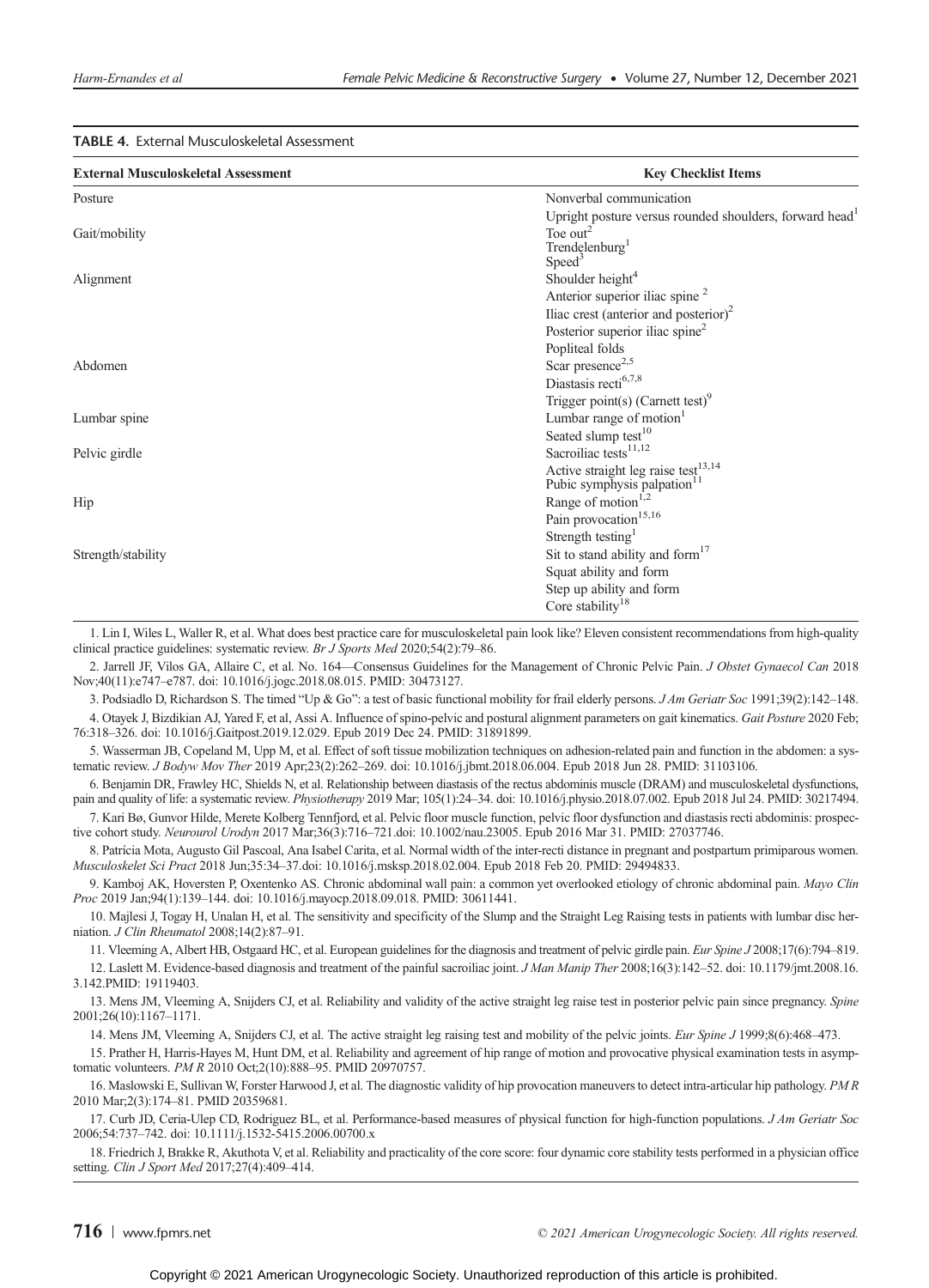**TABLE 4.** External Musculoskeletal Assessment

| External Musculoskeletal Assessment | Key Checklist Items |
|---|---|
| Posture | Nonverbal communication |
| | Upright posture versus rounded shoulders, forward head[1] |
| Gait/mobility | Toe out[2] |
| | Trendelenburg[1] |
| | Speed[3] |
| Alignment | Shoulder height[4] |
| | Anterior superior iliac spine [2] |
| | Iliac crest (anterior and posterior)[2] |
| | Posterior superior iliac spine[2] |
| | Popliteal folds |
| Abdomen | Scar presence[2,5] |
| | Diastasis recti[6,7,8] |
| | Trigger point(s) (Carnett test)[9] |
| Lumbar spine | Lumbar range of motion[1] |
| | Seated slump test[10] |
| Pelvic girdle | Sacroiliac tests[11,12] |
| | Active straight leg raise test[13,14] |
| | Pubic symphysis palpation[11] |
| Hip | Range of motion[1,2] |
| | Pain provocation[15,16] |
| | Strength testing[1] |
| Strength/stability | Sit to stand ability and form[17] |
| | Squat ability and form |
| | Step up ability and form |
| | Core stability[18] |

1. Lin I, Wiles L, Waller R, et al. What does best practice care for musculoskeletal pain look like? Eleven consistent recommendations from high-quality clinical practice guidelines: systematic review. *Br J Sports Med* 2020;54(2):79–86.

2. Jarrell JF, Vilos GA, Allaire C, et al. No. 164—Consensus Guidelines for the Management of Chronic Pelvic Pain. *J Obstet Gynaecol Can* 2018 Nov;40(11):e747–e787. doi: 10.1016/j.jogc.2018.08.015. PMID: 30473127.

3. Podsiadlo D, Richardson S. The timed "Up & Go": a test of basic functional mobility for frail elderly persons. *J Am Geriatr Soc* 1991;39(2):142–148.

4. Otayek J, Bizdikian AJ, Yared F, et al, Assi A. Influence of spino-pelvic and postural alignment parameters on gait kinematics. *Gait Posture* 2020 Feb; 76:318–326. doi: 10.1016/j.Gaitpost.2019.12.029. Epub 2019 Dec 24. PMID: 31891899.

5. Wasserman JB, Copeland M, Upp M, et al. Effect of soft tissue mobilization techniques on adhesion-related pain and function in the abdomen: a systematic review. *J Bodyw Mov Ther* 2019 Apr;23(2):262–269. doi: 10.1016/j.jbmt.2018.06.004. Epub 2018 Jun 28. PMID: 31103106.

6. Benjamin DR, Frawley HC, Shields N, et al. Relationship between diastasis of the rectus abdominis muscle (DRAM) and musculoskeletal dysfunctions, pain and quality of life: a systematic review. *Physiotherapy* 2019 Mar; 105(1):24–34. doi: 10.1016/j.physio.2018.07.002. Epub 2018 Jul 24. PMID: 30217494.

7. Kari Bø, Gunvor Hilde, Merete Kolberg Tennfjord, et al. Pelvic floor muscle function, pelvic floor dysfunction and diastasis recti abdominis: prospective cohort study. *Neurourol Urodyn* 2017 Mar;36(3):716–721.doi: 10.1002/nau.23005. Epub 2016 Mar 31. PMID: 27037746.

8. Patrícia Mota, Augusto Gil Pascoal, Ana Isabel Carita, et al. Normal width of the inter-recti distance in pregnant and postpartum primiparous women. *Musculoskelet Sci Pract* 2018 Jun;35:34–37.doi: 10.1016/j.msksp.2018.02.004. Epub 2018 Feb 20. PMID: 29494833.

9. Kamboj AK, Hoversten P, Oxentenko AS. Chronic abdominal wall pain: a common yet overlooked etiology of chronic abdominal pain. *Mayo Clin Proc* 2019 Jan;94(1):139–144. doi: 10.1016/j.mayocp.2018.09.018. PMID: 30611441.

10. Majlesi J, Togay H, Unalan H, et al. The sensitivity and specificity of the Slump and the Straight Leg Raising tests in patients with lumbar disc herniation. *J Clin Rheumatol* 2008;14(2):87–91.

11. Vleeming A, Albert HB, Ostgaard HC, et al. European guidelines for the diagnosis and treatment of pelvic girdle pain. *Eur Spine J* 2008;17(6):794–819.

12. Laslett M. Evidence-based diagnosis and treatment of the painful sacroiliac joint. *J Man Manip Ther* 2008;16(3):142–52. doi: 10.1179/jmt.2008.16.3.142.PMID: 19119403.

13. Mens JM, Vleeming A, Snijders CJ, et al. Reliability and validity of the active straight leg raise test in posterior pelvic pain since pregnancy. *Spine* 2001;26(10):1167–1171.

14. Mens JM, Vleeming A, Snijders CJ, et al. The active straight leg raising test and mobility of the pelvic joints. *Eur Spine J* 1999;8(6):468–473.

15. Prather H, Harris-Hayes M, Hunt DM, et al. Reliability and agreement of hip range of motion and provocative physical examination tests in asymptomatic volunteers. *PM R* 2010 Oct;2(10):888–95. PMID 20970757.

16. Maslowski E, Sullivan W, Forster Harwood J, et al. The diagnostic validity of hip provocation maneuvers to detect intra-articular hip pathology. *PM R* 2010 Mar;2(3):174–81. PMID 20359681.

17. Curb JD, Ceria-Ulep CD, Rodriguez BL, et al. Performance-based measures of physical function for high-function populations. *J Am Geriatr Soc* 2006;54:737–742. doi: 10.1111/j.1532-5415.2006.00700.x

18. Friedrich J, Brakke R, Akuthota V, et al. Reliability and practicality of the core score: four dynamic core stability tests performed in a physician office setting. *Clin J Sport Med* 2017;27(4):409–414.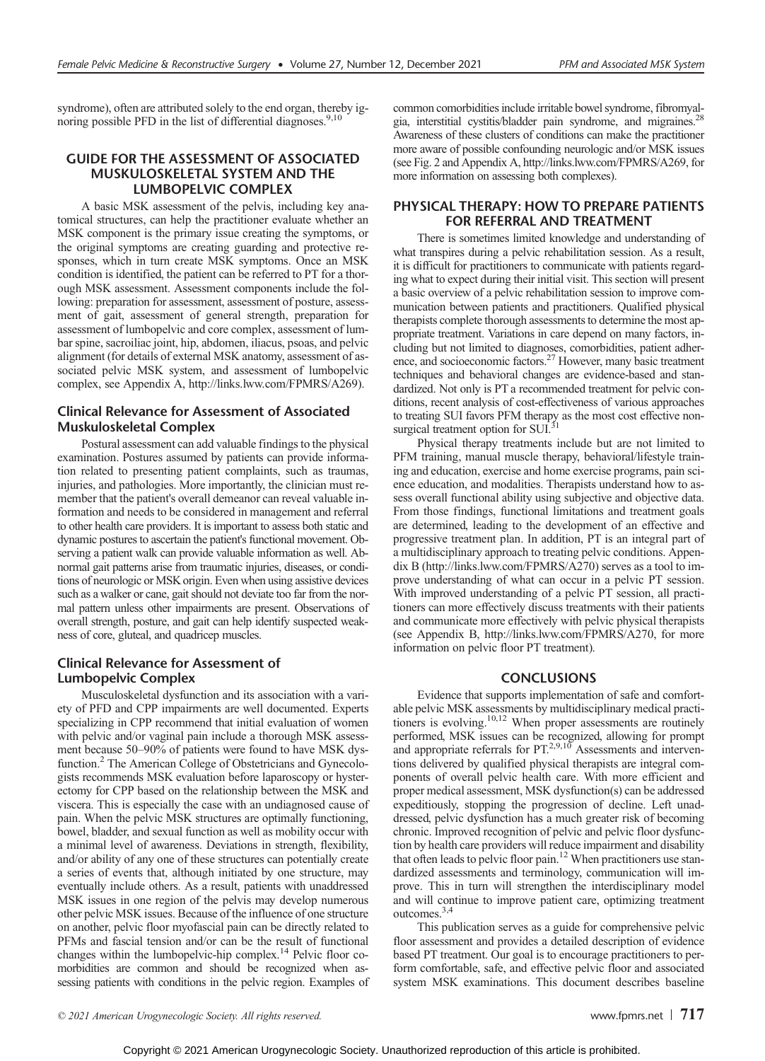syndrome), often are attributed solely to the end organ, thereby ignoring possible PFD in the list of differential diagnoses.[9,10]

## GUIDE FOR THE ASSESSMENT OF ASSOCIATED MUSKULOSKELETAL SYSTEM AND THE LUMBOPELVIC COMPLEX

A basic MSK assessment of the pelvis, including key anatomical structures, can help the practitioner evaluate whether an MSK component is the primary issue creating the symptoms, or the original symptoms are creating guarding and protective responses, which in turn create MSK symptoms. Once an MSK condition is identified, the patient can be referred to PT for a thorough MSK assessment. Assessment components include the following: preparation for assessment, assessment of posture, assessment of gait, assessment of general strength, preparation for assessment of lumbopelvic and core complex, assessment of lumbar spine, sacroiliac joint, hip, abdomen, iliacus, psoas, and pelvic alignment (for details of external MSK anatomy, assessment of associated pelvic MSK system, and assessment of lumbopelvic complex, see Appendix A, http://links.lww.com/FPMRS/A269).

### Clinical Relevance for Assessment of Associated Muskuloskeletal Complex

Postural assessment can add valuable findings to the physical examination. Postures assumed by patients can provide information related to presenting patient complaints, such as traumas, injuries, and pathologies. More importantly, the clinician must remember that the patient's overall demeanor can reveal valuable information and needs to be considered in management and referral to other health care providers. It is important to assess both static and dynamic postures to ascertain the patient's functional movement. Observing a patient walk can provide valuable information as well. Abnormal gait patterns arise from traumatic injuries, diseases, or conditions of neurologic or MSK origin. Even when using assistive devices such as a walker or cane, gait should not deviate too far from the normal pattern unless other impairments are present. Observations of overall strength, posture, and gait can help identify suspected weakness of core, gluteal, and quadricep muscles.

### Clinical Relevance for Assessment of Lumbopelvic Complex

Musculoskeletal dysfunction and its association with a variety of PFD and CPP impairments are well documented. Experts specializing in CPP recommend that initial evaluation of women with pelvic and/or vaginal pain include a thorough MSK assessment because 50–90% of patients were found to have MSK dysfunction.[2] The American College of Obstetricians and Gynecologists recommends MSK evaluation before laparoscopy or hysterectomy for CPP based on the relationship between the MSK and viscera. This is especially the case with an undiagnosed cause of pain. When the pelvic MSK structures are optimally functioning, bowel, bladder, and sexual function as well as mobility occur with a minimal level of awareness. Deviations in strength, flexibility, and/or ability of any one of these structures can potentially create a series of events that, although initiated by one structure, may eventually include others. As a result, patients with unaddressed MSK issues in one region of the pelvis may develop numerous other pelvic MSK issues. Because of the influence of one structure on another, pelvic floor myofascial pain can be directly related to PFMs and fascial tension and/or can be the result of functional changes within the lumbopelvic-hip complex.[14] Pelvic floor comorbidities are common and should be recognized when assessing patients with conditions in the pelvic region. Examples of common comorbidities include irritable bowel syndrome, fibromyalgia, interstitial cystitis/bladder pain syndrome, and migraines.[28] Awareness of these clusters of conditions can make the practitioner more aware of possible confounding neurologic and/or MSK issues (see Fig. 2 and Appendix A, http://links.lww.com/FPMRS/A269, for more information on assessing both complexes).

## PHYSICAL THERAPY: HOW TO PREPARE PATIENTS FOR REFERRAL AND TREATMENT

There is sometimes limited knowledge and understanding of what transpires during a pelvic rehabilitation session. As a result, it is difficult for practitioners to communicate with patients regarding what to expect during their initial visit. This section will present a basic overview of a pelvic rehabilitation session to improve communication between patients and practitioners. Qualified physical therapists complete thorough assessments to determine the most appropriate treatment. Variations in care depend on many factors, including but not limited to diagnoses, comorbidities, patient adherence, and socioeconomic factors.[27] However, many basic treatment techniques and behavioral changes are evidence-based and standardized. Not only is PT a recommended treatment for pelvic conditions, recent analysis of cost-effectiveness of various approaches to treating SUI favors PFM therapy as the most cost effective nonsurgical treatment option for SUI.[31]

Physical therapy treatments include but are not limited to PFM training, manual muscle therapy, behavioral/lifestyle training and education, exercise and home exercise programs, pain science education, and modalities. Therapists understand how to assess overall functional ability using subjective and objective data. From those findings, functional limitations and treatment goals are determined, leading to the development of an effective and progressive treatment plan. In addition, PT is an integral part of a multidisciplinary approach to treating pelvic conditions. Appendix B (http://links.lww.com/FPMRS/A270) serves as a tool to improve understanding of what can occur in a pelvic PT session. With improved understanding of a pelvic PT session, all practitioners can more effectively discuss treatments with their patients and communicate more effectively with pelvic physical therapists (see Appendix B, http://links.lww.com/FPMRS/A270, for more information on pelvic floor PT treatment).

## CONCLUSIONS

Evidence that supports implementation of safe and comfortable pelvic MSK assessments by multidisciplinary medical practitioners is evolving.[10,12] When proper assessments are routinely performed, MSK issues can be recognized, allowing for prompt and appropriate referrals for PT.[2,9,10] Assessments and interventions delivered by qualified physical therapists are integral components of overall pelvic health care. With more efficient and proper medical assessment, MSK dysfunction(s) can be addressed expeditiously, stopping the progression of decline. Left unaddressed, pelvic dysfunction has a much greater risk of becoming chronic. Improved recognition of pelvic and pelvic floor dysfunction by health care providers will reduce impairment and disability that often leads to pelvic floor pain.[12] When practitioners use standardized assessments and terminology, communication will improve. This in turn will strengthen the interdisciplinary model and will continue to improve patient care, optimizing treatment outcomes.[3,4]

This publication serves as a guide for comprehensive pelvic floor assessment and provides a detailed description of evidence based PT treatment. Our goal is to encourage practitioners to perform comfortable, safe, and effective pelvic floor and associated system MSK examinations. This document describes baseline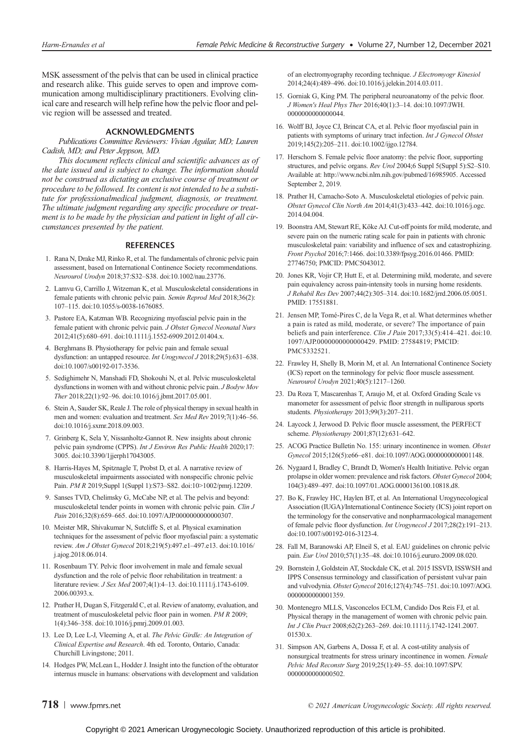MSK assessment of the pelvis that can be used in clinical practice and research alike. This guide serves to open and improve communication among multidisciplinary practitioners. Evolving clinical care and research will help refine how the pelvic floor and pelvic region will be assessed and treated.

## ACKNOWLEDGMENTS

*Publications Committee Reviewers: Vivian Aguilar, MD; Lauren Cadish, MD; and Peter Jeppson, MD.*

*This document reflects clinical and scientific advances as of the date issued and is subject to change. The information should not be construed as dictating an exclusive course of treatment or procedure to be followed. Its content is not intended to be a substitute for professionalmedical judgment, diagnosis, or treatment. The ultimate judgment regarding any specific procedure or treatment is to be made by the physician and patient in light of all circumstances presented by the patient.*

## REFERENCES

1. Rana N, Drake MJ, Rinko R, et al. The fundamentals of chronic pelvic pain assessment, based on International Continence Society recommendations. *Neurourol Urodyn* 2018;37:S32–S38. doi:10.1002/nau.23776.
2. Lamvu G, Carrillo J, Witzeman K, et al. Musculoskeletal considerations in female patients with chronic pelvic pain. *Semin Reprod Med* 2018;36(2): 107–115. doi:10.1055/s-0038-1676085.
3. Pastore EA, Katzman WB. Recognizing myofascial pelvic pain in the female patient with chronic pelvic pain. *J Obstet Gynecol Neonatal Nurs* 2012;41(5):680–691. doi:10.1111/j.1552-6909.2012.01404.x.
4. Berghmans B. Physiotherapy for pelvic pain and female sexual dysfunction: an untapped resource. *Int Urogynecol J* 2018;29(5):631–638. doi:10.1007/s00192-017-3536.
5. Sedighimehr N, Manshadi FD, Shokouhi N, et al. Pelvic musculoskeletal dysfunctions in women with and without chronic pelvic pain. *J Bodyw Mov Ther* 2018;22(1):92–96. doi:10.1016/j.jbmt.2017.05.001.
6. Stein A, Sauder SK, Reale J. The role of physical therapy in sexual health in men and women: evaluation and treatment. *Sex Med Rev* 2019;7(1):46–56. doi:10.1016/j.sxmr.2018.09.003.
7. Grinberg K, Sela Y, Nissanholtz-Gannot R. New insights about chronic pelvic pain syndrome (CPPS). *Int J Environ Res Public Health* 2020;17: 3005. doi:10.3390/1jjerph17043005.
8. Harris-Hayes M, Spitznagle T, Probst D, et al. A narrative review of musculoskeletal impairments associated with nonspecific chronic pelvic Pain. *PM R* 2019;Suppl 1(Suppl 1):S73–S82. doi:10>1002/pmrj.12209.
9. Sanses TVD, Chelimsky G, McCabe NP, et al. The pelvis and beyond: musculoskeletal tender points in women with chronic pelvic pain. *Clin J Pain* 2016;32(8):659–665. doi:10.1097/AJP.0000000000000307.
10. Meister MR, Shivakumar N, Sutcliffe S, et al. Physical examination techniques for the assessment of pelvic floor myofascial pain: a systematic review. *Am J Obstet Gynecol* 2018;219(5):497.e1–497.e13. doi:10.1016/j.ajog.2018.06.014.
11. Rosenbaum TY. Pelvic floor involvement in male and female sexual dysfunction and the role of pelvic floor rehabilitation in treatment: a literature review. *J Sex Med* 2007;4(1):4–13. doi:10.1111/j.1743-6109.2006.00393.x.
12. Prather H, Dugan S, Fitzgerald C, et al. Review of anatomy, evaluation, and treatment of musculoskeletal pelvic floor pain in women. *PM R* 2009; 1(4):346–358. doi:10.1016/j.pmrj.2009.01.003.
13. Lee D, Lee L-J, Vleeming A, et al. *The Pelvic Girdle: An Integration of Clinical Expertise and Research*. 4th ed. Toronto, Ontario, Canada: Churchill Livingstone; 2011.
14. Hodges PW, McLean L, Hodder J. Insight into the function of the obturator internus muscle in humans: observations with development and validation of an electromyography recording technique. *J Electromyogr Kinesiol* 2014;24(4):489–496. doi:10.1016/j.jelekin.2014.03.011.
15. Gorniak G, King PM. The peripheral neuroanatomy of the pelvic floor. *J Women's Heal Phys Ther* 2016;40(1):3–14. doi:10.1097/JWH.0000000000000044.
16. Wolff BJ, Joyce CJ, Brincat CA, et al. Pelvic floor myofascial pain in patients with symptoms of urinary tract infection. *Int J Gynecol Obstet* 2019;145(2):205–211. doi:10.1002/ijgo.12784.
17. Herschorn S. Female pelvic floor anatomy: the pelvic floor, supporting structures, and pelvic organs. *Rev Urol* 2004;6 Suppl 5(Suppl 5):S2–S10. Available at: http://www.ncbi.nlm.nih.gov/pubmed/16985905. Accessed September 2, 2019.
18. Prather H, Camacho-Soto A. Musculoskeletal etiologies of pelvic pain. *Obstet Gynecol Clin North Am* 2014;41(3):433–442. doi:10.1016/j.ogc.2014.04.004.
19. Boonstra AM, Stewart RE, Köke AJ. Cut-off points for mild, moderate, and severe pain on the numeric rating scale for pain in patients with chronic musculoskeletal pain: variability and influence of sex and catastrophizing. *Front Psychol* 2016;7:1466. doi:10.3389/fpsyg.2016.01466. PMID: 27746750; PMCID: PMC5043012.
20. Jones KR, Vojir CP, Hutt E, et al. Determining mild, moderate, and severe pain equivalency across pain-intensity tools in nursing home residents. *J Rehabil Res Dev* 2007;44(2):305–314. doi:10.1682/jrrd.2006.05.0051. PMID: 17551881.
21. Jensen MP, Tomé-Pires C, de la Vega R, et al. What determines whether a pain is rated as mild, moderate, or severe? The importance of pain beliefs and pain interference. *Clin J Pain* 2017;33(5):414–421. doi:10.1097/AJP.0000000000000429. PMID: 27584819; PMCID: PMC5332521.
22. Frawley H, Shelly B, Morin M, et al. An International Continence Society (ICS) report on the terminology for pelvic floor muscle assessment. *Neurourol Urodyn* 2021;40(5):1217–1260.
23. Da Roza T, Mascarenhas T, Araujo M, et al. Oxford Grading Scale vs manometer for assessment of pelvic floor strength in nulliparous sports students. *Physiotherapy* 2013;99(3):207–211.
24. Laycock J, Jerwood D. Pelvic floor muscle assessment, the PERFECT scheme. *Physiotherapy* 2001;87(12):631–642.
25. ACOG Practice Bulletin No. 155: urinary incontinence in women. *Obstet Gynecol* 2015;126(5):e66–e81. doi:10.1097/AOG.0000000000001148.
26. Nygaard I, Bradley C, Brandt D, Women's Health Initiative. Pelvic organ prolapse in older women: prevalence and risk factors. *Obstet Gynecol* 2004; 104(3):489–497. doi:10.1097/01.AOG.0000136100.10818.d8.
27. Bo K, Frawley HC, Haylen BT, et al. An International Urogynecological Association (IUGA)/International Continence Society (ICS) joint report on the terminology for the conservative and nonpharmacological management of female pelvic floor dysfunction. *Int Urogynecol J* 2017;28(2):191–213. doi:10.1007/s00192-016-3123-4.
28. Fall M, Baranowski AP, Elneil S, et al. EAU guidelines on chronic pelvic pain. *Eur Urol* 2010;57(1):35–48. doi:10.1016/j.eururo.2009.08.020.
29. Bornstein J, Goldstein AT, Stockdale CK, et al. 2015 ISSVD, ISSWSH and IPPS Consensus terminology and classification of persistent vulvar pain and vulvodynia. *Obstet Gynecol* 2016;127(4):745–751. doi:10.1097/AOG.0000000000001359.
30. Montenegro MLLS, Vasconcelos ECLM, Candido Dos Reis FJ, et al. Physical therapy in the management of women with chronic pelvic pain. *Int J Clin Pract* 2008;62(2):263–269. doi:10.1111/j.1742-1241.2007.01530.x.
31. Simpson AN, Garbens A, Dossa F, et al. A cost-utility analysis of nonsurgical treatments for stress urinary incontinence in women. *Female Pelvic Med Reconstr Surg* 2019;25(1):49–55. doi:10.1097/SPV.0000000000000502.